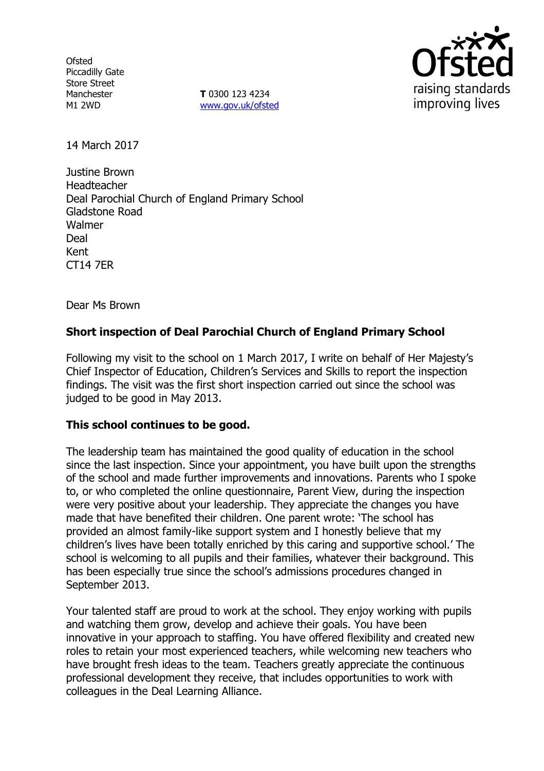Ofsted
Piccadilly Gate
Store Street
Manchester
M1 2WD

**T** 0300 123 4234
www.gov.uk/ofsted

14 March 2017

Justine Brown
Headteacher
Deal Parochial Church of England Primary School
Gladstone Road
Walmer
Deal
Kent
CT14 7ER

Dear Ms Brown

**Short inspection of Deal Parochial Church of England Primary School**

Following my visit to the school on 1 March 2017, I write on behalf of Her Majesty's Chief Inspector of Education, Children's Services and Skills to report the inspection findings. The visit was the first short inspection carried out since the school was judged to be good in May 2013.

**This school continues to be good.**

The leadership team has maintained the good quality of education in the school since the last inspection. Since your appointment, you have built upon the strengths of the school and made further improvements and innovations. Parents who I spoke to, or who completed the online questionnaire, Parent View, during the inspection were very positive about your leadership. They appreciate the changes you have made that have benefited their children. One parent wrote: 'The school has provided an almost family-like support system and I honestly believe that my children's lives have been totally enriched by this caring and supportive school.' The school is welcoming to all pupils and their families, whatever their background. This has been especially true since the school's admissions procedures changed in September 2013.

Your talented staff are proud to work at the school. They enjoy working with pupils and watching them grow, develop and achieve their goals. You have been innovative in your approach to staffing. You have offered flexibility and created new roles to retain your most experienced teachers, while welcoming new teachers who have brought fresh ideas to the team. Teachers greatly appreciate the continuous professional development they receive, that includes opportunities to work with colleagues in the Deal Learning Alliance.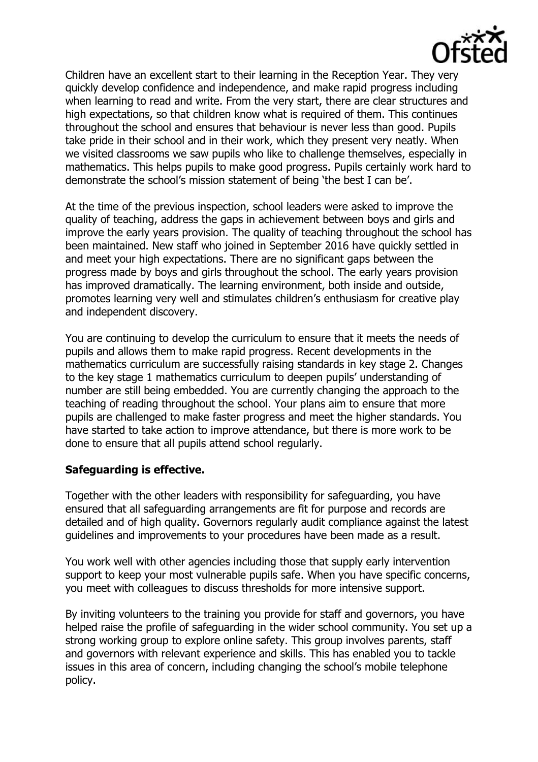Children have an excellent start to their learning in the Reception Year. They very quickly develop confidence and independence, and make rapid progress including when learning to read and write. From the very start, there are clear structures and high expectations, so that children know what is required of them. This continues throughout the school and ensures that behaviour is never less than good. Pupils take pride in their school and in their work, which they present very neatly. When we visited classrooms we saw pupils who like to challenge themselves, especially in mathematics. This helps pupils to make good progress. Pupils certainly work hard to demonstrate the school's mission statement of being 'the best I can be'.

At the time of the previous inspection, school leaders were asked to improve the quality of teaching, address the gaps in achievement between boys and girls and improve the early years provision. The quality of teaching throughout the school has been maintained. New staff who joined in September 2016 have quickly settled in and meet your high expectations. There are no significant gaps between the progress made by boys and girls throughout the school. The early years provision has improved dramatically. The learning environment, both inside and outside, promotes learning very well and stimulates children's enthusiasm for creative play and independent discovery.

You are continuing to develop the curriculum to ensure that it meets the needs of pupils and allows them to make rapid progress. Recent developments in the mathematics curriculum are successfully raising standards in key stage 2. Changes to the key stage 1 mathematics curriculum to deepen pupils' understanding of number are still being embedded. You are currently changing the approach to the teaching of reading throughout the school. Your plans aim to ensure that more pupils are challenged to make faster progress and meet the higher standards. You have started to take action to improve attendance, but there is more work to be done to ensure that all pupils attend school regularly.

**Safeguarding is effective.**

Together with the other leaders with responsibility for safeguarding, you have ensured that all safeguarding arrangements are fit for purpose and records are detailed and of high quality. Governors regularly audit compliance against the latest guidelines and improvements to your procedures have been made as a result.

You work well with other agencies including those that supply early intervention support to keep your most vulnerable pupils safe. When you have specific concerns, you meet with colleagues to discuss thresholds for more intensive support.

By inviting volunteers to the training you provide for staff and governors, you have helped raise the profile of safeguarding in the wider school community. You set up a strong working group to explore online safety. This group involves parents, staff and governors with relevant experience and skills. This has enabled you to tackle issues in this area of concern, including changing the school's mobile telephone policy.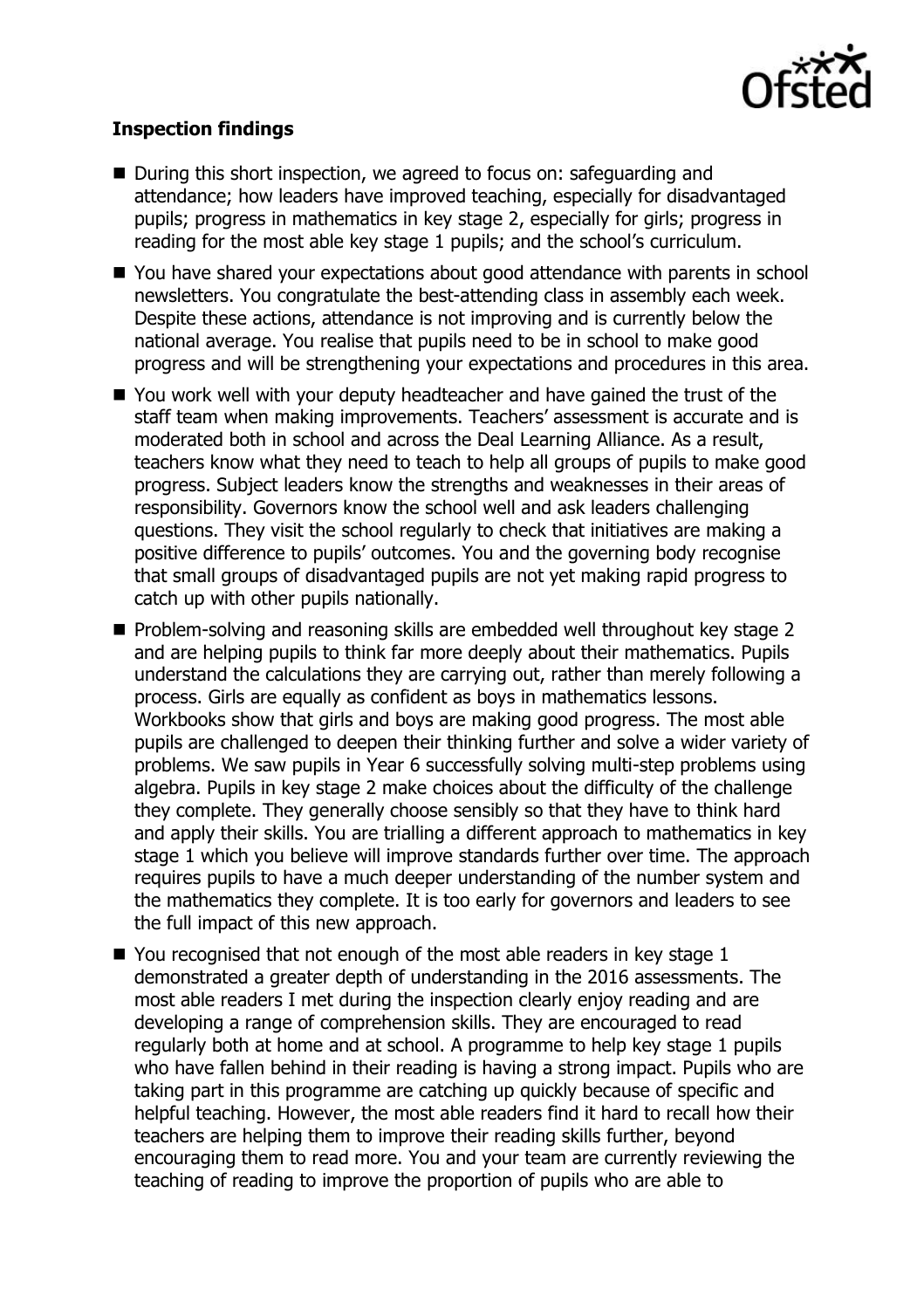**Inspection findings**

- During this short inspection, we agreed to focus on: safeguarding and attendance; how leaders have improved teaching, especially for disadvantaged pupils; progress in mathematics in key stage 2, especially for girls; progress in reading for the most able key stage 1 pupils; and the school's curriculum.
- You have shared your expectations about good attendance with parents in school newsletters. You congratulate the best-attending class in assembly each week. Despite these actions, attendance is not improving and is currently below the national average. You realise that pupils need to be in school to make good progress and will be strengthening your expectations and procedures in this area.
- You work well with your deputy headteacher and have gained the trust of the staff team when making improvements. Teachers' assessment is accurate and is moderated both in school and across the Deal Learning Alliance. As a result, teachers know what they need to teach to help all groups of pupils to make good progress. Subject leaders know the strengths and weaknesses in their areas of responsibility. Governors know the school well and ask leaders challenging questions. They visit the school regularly to check that initiatives are making a positive difference to pupils' outcomes. You and the governing body recognise that small groups of disadvantaged pupils are not yet making rapid progress to catch up with other pupils nationally.
- Problem-solving and reasoning skills are embedded well throughout key stage 2 and are helping pupils to think far more deeply about their mathematics. Pupils understand the calculations they are carrying out, rather than merely following a process. Girls are equally as confident as boys in mathematics lessons. Workbooks show that girls and boys are making good progress. The most able pupils are challenged to deepen their thinking further and solve a wider variety of problems. We saw pupils in Year 6 successfully solving multi-step problems using algebra. Pupils in key stage 2 make choices about the difficulty of the challenge they complete. They generally choose sensibly so that they have to think hard and apply their skills. You are trialling a different approach to mathematics in key stage 1 which you believe will improve standards further over time. The approach requires pupils to have a much deeper understanding of the number system and the mathematics they complete. It is too early for governors and leaders to see the full impact of this new approach.
- You recognised that not enough of the most able readers in key stage 1 demonstrated a greater depth of understanding in the 2016 assessments. The most able readers I met during the inspection clearly enjoy reading and are developing a range of comprehension skills. They are encouraged to read regularly both at home and at school. A programme to help key stage 1 pupils who have fallen behind in their reading is having a strong impact. Pupils who are taking part in this programme are catching up quickly because of specific and helpful teaching. However, the most able readers find it hard to recall how their teachers are helping them to improve their reading skills further, beyond encouraging them to read more. You and your team are currently reviewing the teaching of reading to improve the proportion of pupils who are able to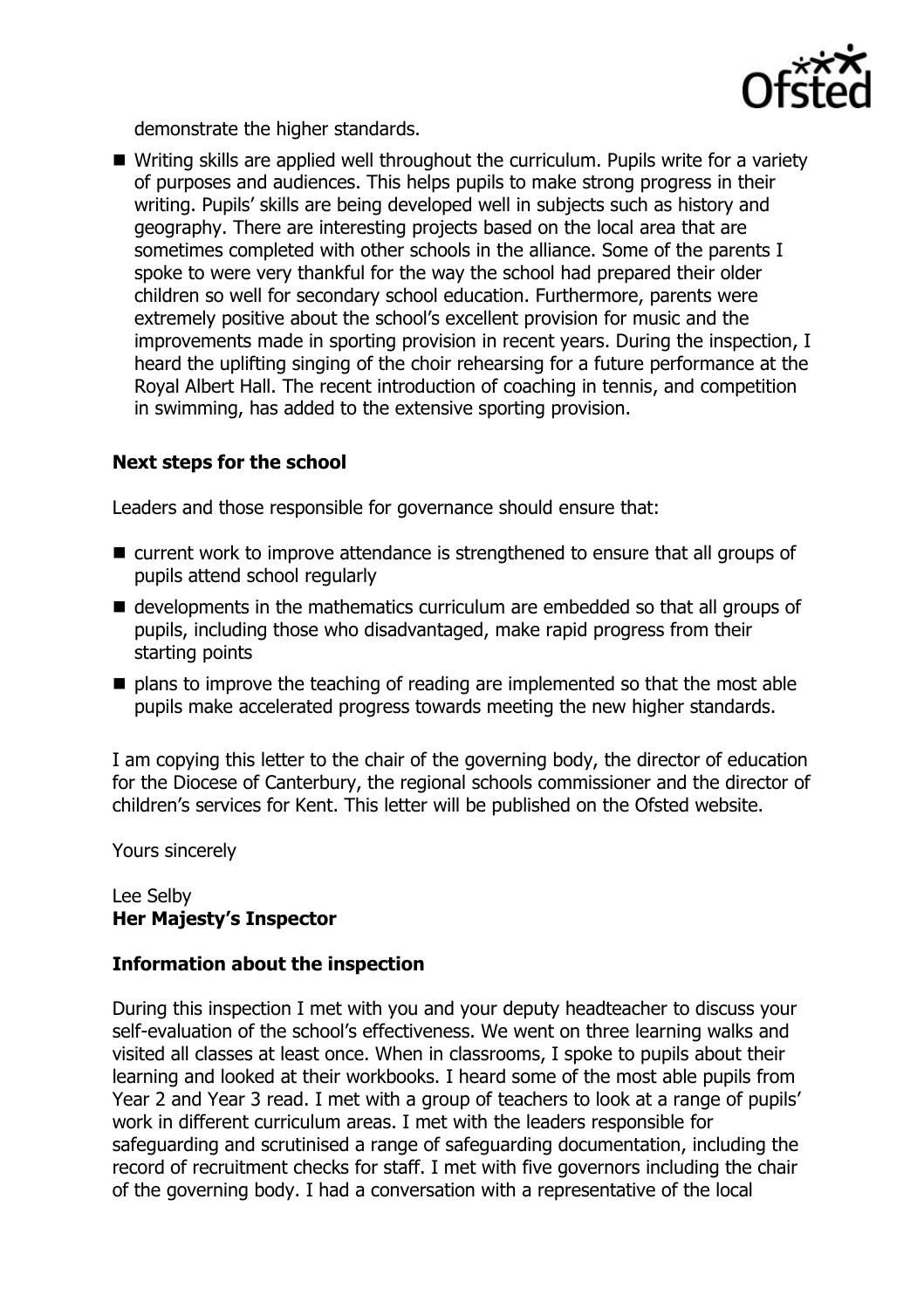demonstrate the higher standards.

- Writing skills are applied well throughout the curriculum. Pupils write for a variety of purposes and audiences. This helps pupils to make strong progress in their writing. Pupils' skills are being developed well in subjects such as history and geography. There are interesting projects based on the local area that are sometimes completed with other schools in the alliance. Some of the parents I spoke to were very thankful for the way the school had prepared their older children so well for secondary school education. Furthermore, parents were extremely positive about the school's excellent provision for music and the improvements made in sporting provision in recent years. During the inspection, I heard the uplifting singing of the choir rehearsing for a future performance at the Royal Albert Hall. The recent introduction of coaching in tennis, and competition in swimming, has added to the extensive sporting provision.

**Next steps for the school**

Leaders and those responsible for governance should ensure that:

- current work to improve attendance is strengthened to ensure that all groups of pupils attend school regularly
- developments in the mathematics curriculum are embedded so that all groups of pupils, including those who disadvantaged, make rapid progress from their starting points
- plans to improve the teaching of reading are implemented so that the most able pupils make accelerated progress towards meeting the new higher standards.

I am copying this letter to the chair of the governing body, the director of education for the Diocese of Canterbury, the regional schools commissioner and the director of children's services for Kent. This letter will be published on the Ofsted website.

Yours sincerely

Lee Selby
**Her Majesty's Inspector**

**Information about the inspection**

During this inspection I met with you and your deputy headteacher to discuss your self-evaluation of the school's effectiveness. We went on three learning walks and visited all classes at least once. When in classrooms, I spoke to pupils about their learning and looked at their workbooks. I heard some of the most able pupils from Year 2 and Year 3 read. I met with a group of teachers to look at a range of pupils' work in different curriculum areas. I met with the leaders responsible for safeguarding and scrutinised a range of safeguarding documentation, including the record of recruitment checks for staff. I met with five governors including the chair of the governing body. I had a conversation with a representative of the local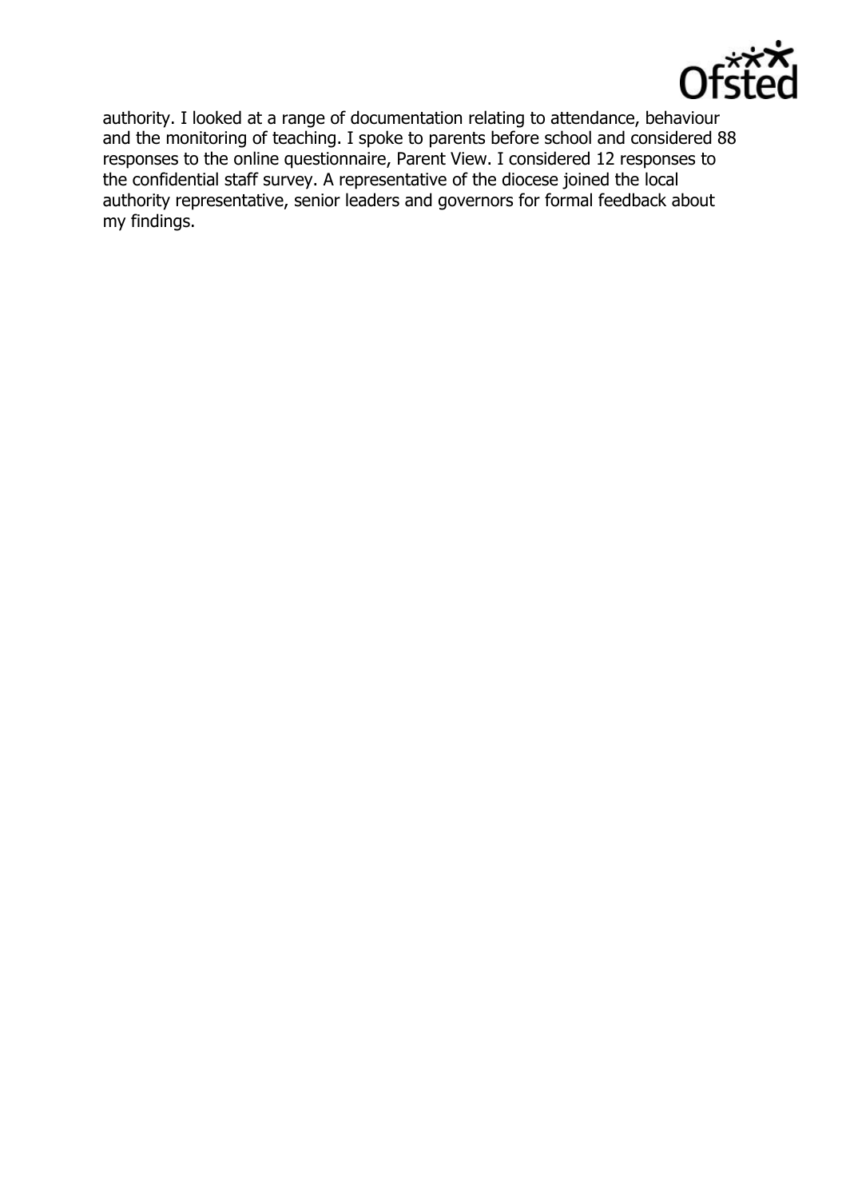authority. I looked at a range of documentation relating to attendance, behaviour and the monitoring of teaching. I spoke to parents before school and considered 88 responses to the online questionnaire, Parent View. I considered 12 responses to the confidential staff survey. A representative of the diocese joined the local authority representative, senior leaders and governors for formal feedback about my findings.